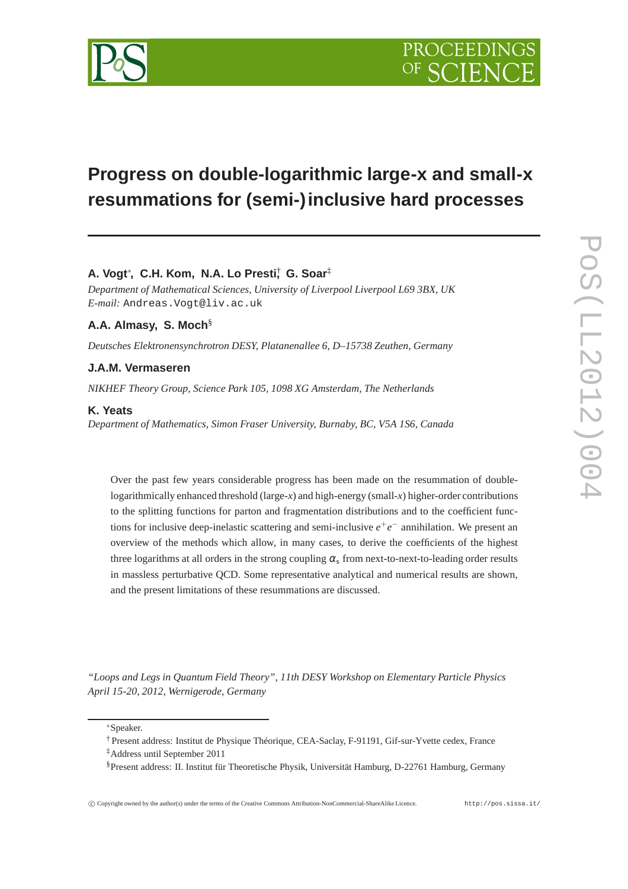# Progress on double-logarithmic large-x and small-x resummations for (semi-) inclusive hard processes

**A. Vogt**[*], **C.H. Kom**, **N.A. Lo Presti**[†], **G. Soar**[‡]

*Department of Mathematical Sciences, University of Liverpool Liverpool L69 3BX, UK*
*E-mail:* Andreas.Vogt@liv.ac.uk

**A.A. Almasy**, **S. Moch**[§]

*Deutsches Elektronensynchrotron DESY, Platanenallee 6, D–15738 Zeuthen, Germany*

**J.A.M. Vermaseren**

*NIKHEF Theory Group, Science Park 105, 1098 XG Amsterdam, The Netherlands*

**K. Yeats**

*Department of Mathematics, Simon Fraser University, Burnaby, BC, V5A 1S6, Canada*

Over the past few years considerable progress has been made on the resummation of double-logarithmically enhanced threshold (large-$x$) and high-energy (small-$x$) higher-order contributions to the splitting functions for parton and fragmentation distributions and to the coefficient functions for inclusive deep-inelastic scattering and semi-inclusive $e^+e^-$ annihilation. We present an overview of the methods which allow, in many cases, to derive the coefficients of the highest three logarithms at all orders in the strong coupling $\alpha_s$ from next-to-next-to-leading order results in massless perturbative QCD. Some representative analytical and numerical results are shown, and the present limitations of these resummations are discussed.

*"Loops and Legs in Quantum Field Theory", 11th DESY Workshop on Elementary Particle Physics*
*April 15-20, 2012, Wernigerode, Germany*

---

[*] Speaker.

[†] Present address: Institut de Physique Théorique, CEA-Saclay, F-91191, Gif-sur-Yvette cedex, France

[‡] Address until September 2011

[§] Present address: II. Institut für Theoretische Physik, Universität Hamburg, D-22761 Hamburg, Germany

© Copyright owned by the author(s) under the terms of the Creative Commons Attribution-NonCommercial-ShareAlike Licence. http://pos.sissa.it/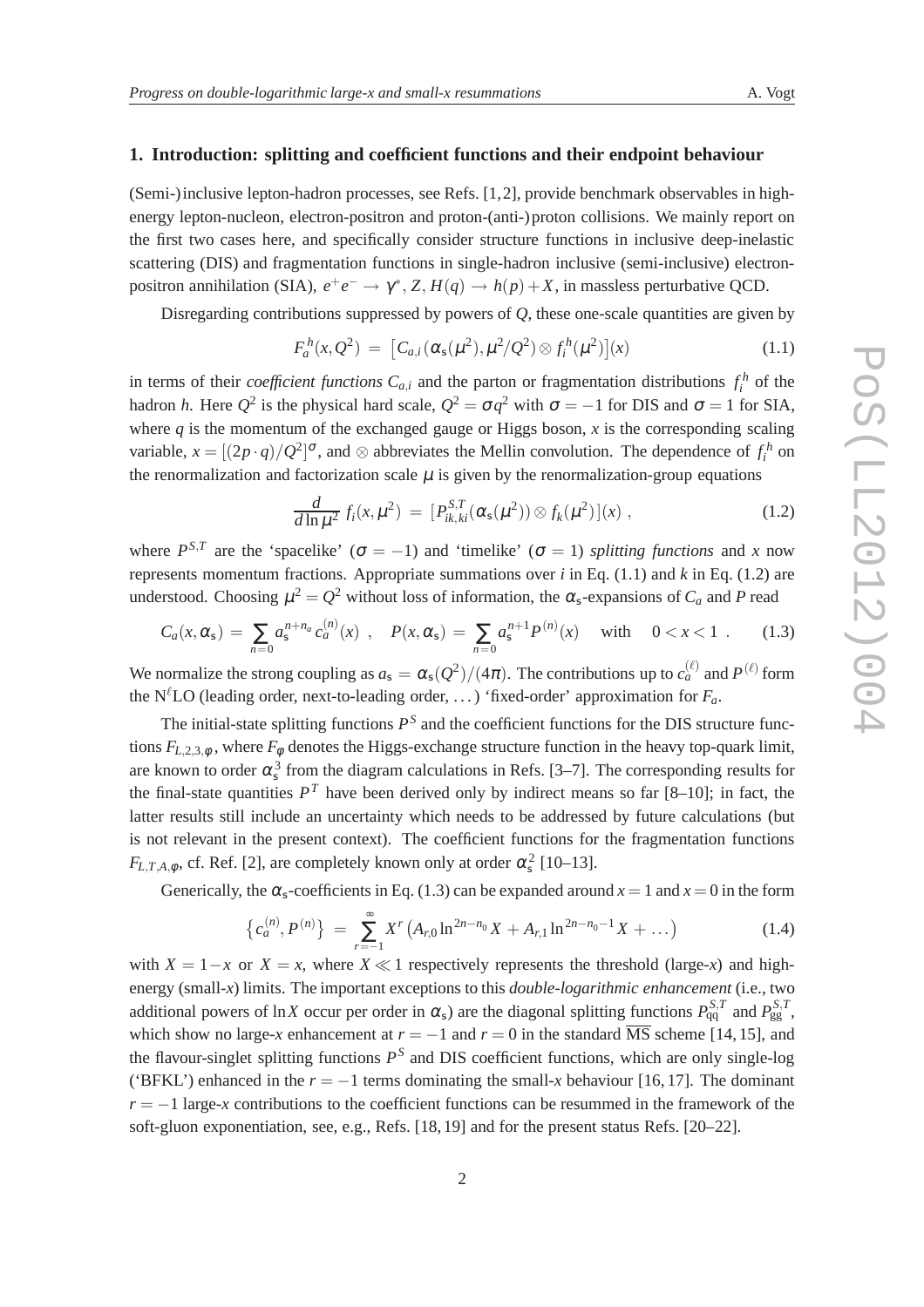## 1. Introduction: splitting and coefficient functions and their endpoint behaviour

(Semi-)inclusive lepton-hadron processes, see Refs. [1,2], provide benchmark observables in high-energy lepton-nucleon, electron-positron and proton-(anti-)proton collisions. We mainly report on the first two cases here, and specifically consider structure functions in inclusive deep-inelastic scattering (DIS) and fragmentation functions in single-hadron inclusive (semi-inclusive) electron-positron annihilation (SIA), $e^+e^- \rightarrow \gamma^*, Z, H(q) \rightarrow h(p) + X$, in massless perturbative QCD.

Disregarding contributions suppressed by powers of $Q$, these one-scale quantities are given by

$$F_a^{\,h}(x,Q^2) \;=\; \left[C_{a,i}\left(\alpha_{\rm s}(\mu^2), \mu^2/Q^2\right) \otimes f_i^{\,h}(\mu^2)\right](x) \tag{1.1}$$

in terms of their *coefficient functions* $C_{a,i}$ and the parton or fragmentation distributions $f_i^{\,h}$ of the hadron $h$. Here $Q^2$ is the physical hard scale, $Q^2 = \sigma q^2$ with $\sigma = -1$ for DIS and $\sigma = 1$ for SIA, where $q$ is the momentum of the exchanged gauge or Higgs boson, $x$ is the corresponding scaling variable, $x = [(2p \cdot q)/Q^2]^\sigma$, and $\otimes$ abbreviates the Mellin convolution. The dependence of $f_i^{\,h}$ on the renormalization and factorization scale $\mu$ is given by the renormalization-group equations

$$\frac{d}{d\ln\mu^2}\, f_i(x,\mu^2) \;=\; [P^{S,T}_{ik,ki}(\alpha_{\rm s}(\mu^2)) \otimes f_k(\mu^2)](x)\;, \tag{1.2}$$

where $P^{S,T}$ are the 'spacelike' ($\sigma = -1$) and 'timelike' ($\sigma = 1$) *splitting functions* and $x$ now represents momentum fractions. Appropriate summations over $i$ in Eq. (1.1) and $k$ in Eq. (1.2) are understood. Choosing $\mu^2 = Q^2$ without loss of information, the $\alpha_{\rm s}$-expansions of $C_a$ and $P$ read

$$C_a(x,\alpha_{\rm s}) \;=\; \sum_{n=0} a_{\rm s}^{n+n_a}\, c_a^{(n)}(x) \;\;, \quad P(x,\alpha_{\rm s}) \;=\; \sum_{n=0} a_{\rm s}^{n+1} P^{(n)}(x) \quad \text{with} \quad 0 < x < 1 \;\;. \tag{1.3}$$

We normalize the strong coupling as $a_{\rm s} = \alpha_{\rm s}(Q^2)/(4\pi)$. The contributions up to $c_a^{(\ell)}$ and $P^{(\ell)}$ form the N$^\ell$LO (leading order, next-to-leading order, ...) 'fixed-order' approximation for $F_a$.

The initial-state splitting functions $P^S$ and the coefficient functions for the DIS structure functions $F_{L,2,3,\phi}$, where $F_\phi$ denotes the Higgs-exchange structure function in the heavy top-quark limit, are known to order $\alpha_{\rm s}^3$ from the diagram calculations in Refs. [3–7]. The corresponding results for the final-state quantities $P^T$ have been derived only by indirect means so far [8–10]; in fact, the latter results still include an uncertainty which needs to be addressed by future calculations (but is not relevant in the present context). The coefficient functions for the fragmentation functions $F_{L,T,A,\phi}$, cf. Ref. [2], are completely known only at order $\alpha_{\rm s}^2$ [10–13].

Generically, the $\alpha_{\rm s}$-coefficients in Eq. (1.3) can be expanded around $x = 1$ and $x = 0$ in the form

$$\left\{c_a^{(n)}, P^{(n)}\right\} \;=\; \sum_{r=-1}^{\infty} X^r \left(A_{r,0} \ln^{2n-n_0} X + A_{r,1} \ln^{2n-n_0-1} X \,+\, \ldots\right) \tag{1.4}$$

with $X = 1-x$ or $X = x$, where $X \ll 1$ respectively represents the threshold (large-$x$) and high-energy (small-$x$) limits. The important exceptions to this *double-logarithmic enhancement* (i.e., two additional powers of $\ln X$ occur per order in $\alpha_{\rm s}$) are the diagonal splitting functions $P_{\rm qq}^{S,T}$ and $P_{\rm gg}^{S,T}$, which show no large-$x$ enhancement at $r = -1$ and $r = 0$ in the standard $\overline{\rm MS}$ scheme [14,15], and the flavour-singlet splitting functions $P^S$ and DIS coefficient functions, which are only single-log ('BFKL') enhanced in the $r = -1$ terms dominating the small-$x$ behaviour [16,17]. The dominant $r = -1$ large-$x$ contributions to the coefficient functions can be resummed in the framework of the soft-gluon exponentiation, see, e.g., Refs. [18,19] and for the present status Refs. [20–22].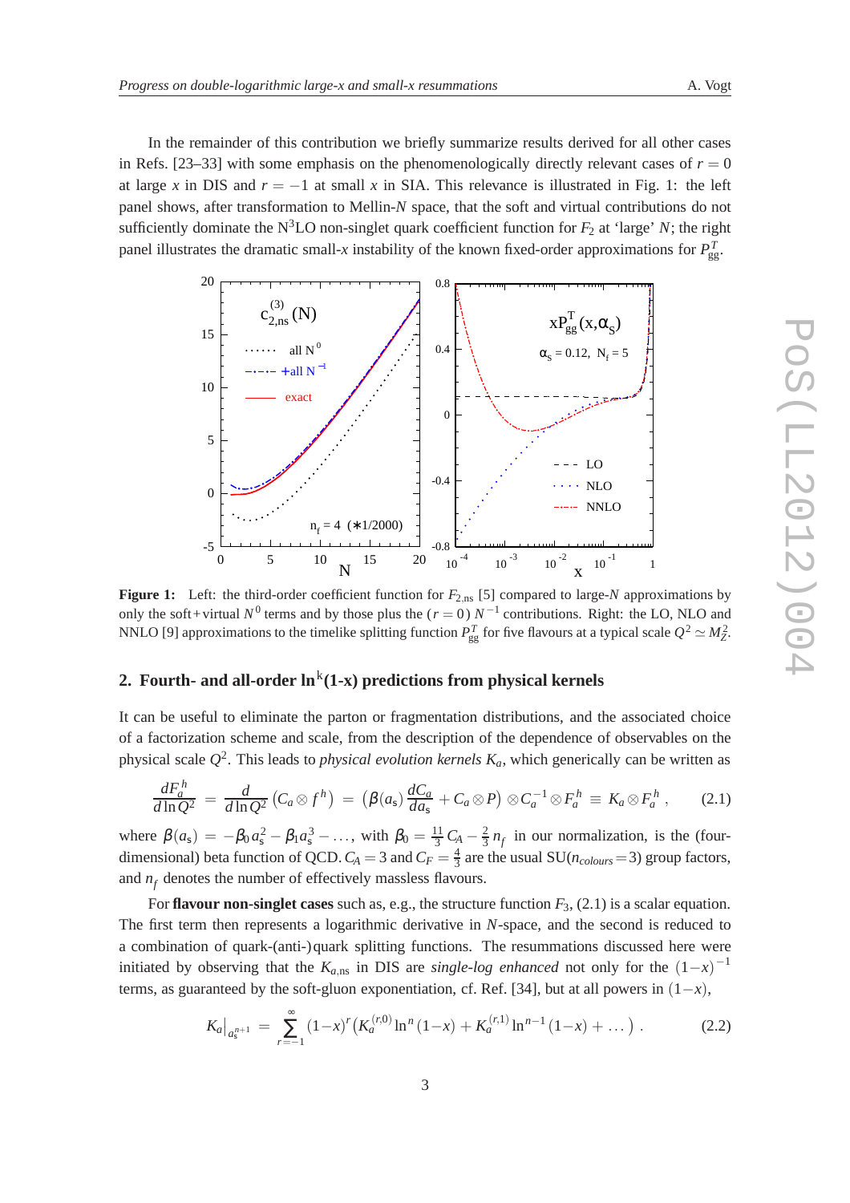In the remainder of this contribution we briefly summarize results derived for all other cases in Refs. [23–33] with some emphasis on the phenomenologically directly relevant cases of $r = 0$ at large $x$ in DIS and $r = -1$ at small $x$ in SIA. This relevance is illustrated in Fig. 1: the left panel shows, after transformation to Mellin-$N$ space, that the soft and virtual contributions do not sufficiently dominate the N$^3$LO non-singlet quark coefficient function for $F_2$ at 'large' $N$; the right panel illustrates the dramatic small-$x$ instability of the known fixed-order approximations for $P_{\rm gg}^T$.

**Figure 1:** Left: the third-order coefficient function for $F_{2,\rm ns}$ [5] compared to large-$N$ approximations by only the soft+virtual $N^0$ terms and by those plus the $(r = 0)$ $N^{-1}$ contributions. Right: the LO, NLO and NNLO [9] approximations to the timelike splitting function $P_{\rm gg}^T$ for five flavours at a typical scale $Q^2 \simeq M_Z^2$.

## 2. Fourth- and all-order ln$^k$(1-x) predictions from physical kernels

It can be useful to eliminate the parton or fragmentation distributions, and the associated choice of a factorization scheme and scale, from the description of the dependence of observables on the physical scale $Q^2$. This leads to *physical evolution kernels* $K_a$, which generically can be written as

$$\frac{dF_a^h}{d\ln Q^2} \;=\; \frac{d}{d\ln Q^2}\left(C_a \otimes f^h\right) \;=\; \left(\beta(a_s)\,\frac{dC_a}{da_s} + C_a \otimes P\right) \otimes C_a^{-1} \otimes F_a^h \;\equiv\; K_a \otimes F_a^h\;, \tag{2.1}$$

where $\beta(a_s) = -\beta_0 a_s^2 - \beta_1 a_s^3 - \ldots$, with $\beta_0 = \frac{11}{3}\,C_A - \frac{2}{3}\,n_f$ in our normalization, is the (four-dimensional) beta function of QCD. $C_A = 3$ and $C_F = \frac{4}{3}$ are the usual SU($n_{colours}\!=\!3$) group factors, and $n_f$ denotes the number of effectively massless flavours.

For **flavour non-singlet cases** such as, e.g., the structure function $F_3$, (2.1) is a scalar equation. The first term then represents a logarithmic derivative in $N$-space, and the second is reduced to a combination of quark-(anti-)quark splitting functions. The resummations discussed here were initiated by observing that the $K_{a,\rm ns}$ in DIS are *single-log enhanced* not only for the $(1-x)^{-1}$ terms, as guaranteed by the soft-gluon exponentiation, cf. Ref. [34], but at all powers in $(1-x)$,

$$K_a\big|_{a_s^{n+1}} \;=\; \sum_{r=-1}^{\infty} (1-x)^r \left(K_a^{(r,0)} \ln^n(1-x) + K_a^{(r,1)} \ln^{n-1}(1-x) + \ldots\right) . \tag{2.2}$$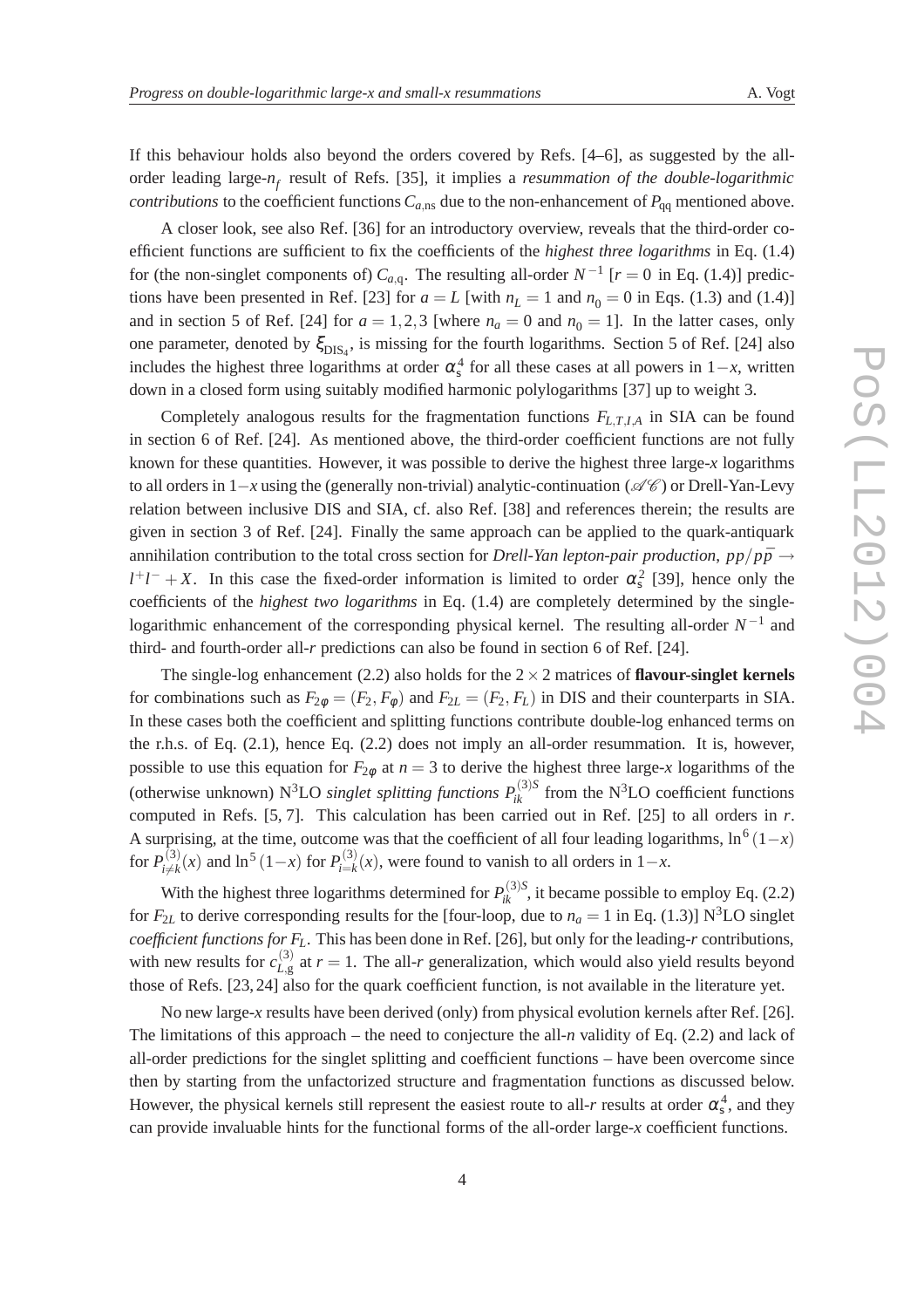If this behaviour holds also beyond the orders covered by Refs. [4–6], as suggested by the all-order leading large-$n_f$ result of Refs. [35], it implies a *resummation of the double-logarithmic contributions* to the coefficient functions $C_{a,\mathrm{ns}}$ due to the non-enhancement of $P_{\mathrm{qq}}$ mentioned above.

A closer look, see also Ref. [36] for an introductory overview, reveals that the third-order coefficient functions are sufficient to fix the coefficients of the *highest three logarithms* in Eq. (1.4) for (the non-singlet components of) $C_{a,\mathrm{q}}$. The resulting all-order $N^{-1}$ [$r = 0$ in Eq. (1.4)] predictions have been presented in Ref. [23] for $a = L$ [with $n_L = 1$ and $n_0 = 0$ in Eqs. (1.3) and (1.4)] and in section 5 of Ref. [24] for $a = 1,2,3$ [where $n_a = 0$ and $n_0 = 1$]. In the latter cases, only one parameter, denoted by $\xi_{\mathrm{DIS}_4}$, is missing for the fourth logarithms. Section 5 of Ref. [24] also includes the highest three logarithms at order $\alpha_s^4$ for all these cases at all powers in $1-x$, written down in a closed form using suitably modified harmonic polylogarithms [37] up to weight 3.

Completely analogous results for the fragmentation functions $F_{L,T,I,A}$ in SIA can be found in section 6 of Ref. [24]. As mentioned above, the third-order coefficient functions are not fully known for these quantities. However, it was possible to derive the highest three large-$x$ logarithms to all orders in $1-x$ using the (generally non-trivial) analytic-continuation ($\mathscr{AC}$) or Drell-Yan-Levy relation between inclusive DIS and SIA, cf. also Ref. [38] and references therein; the results are given in section 3 of Ref. [24]. Finally the same approach can be applied to the quark-antiquark annihilation contribution to the total cross section for *Drell-Yan lepton-pair production*, $pp/p\bar{p} \rightarrow l^+l^- + X$. In this case the fixed-order information is limited to order $\alpha_s^2$ [39], hence only the coefficients of the *highest two logarithms* in Eq. (1.4) are completely determined by the single-logarithmic enhancement of the corresponding physical kernel. The resulting all-order $N^{-1}$ and third- and fourth-order all-$r$ predictions can also be found in section 6 of Ref. [24].

The single-log enhancement (2.2) also holds for the $2 \times 2$ matrices of **flavour-singlet kernels** for combinations such as $F_{2\phi} = (F_2, F_\phi)$ and $F_{2L} = (F_2, F_L)$ in DIS and their counterparts in SIA. In these cases both the coefficient and splitting functions contribute double-log enhanced terms on the r.h.s. of Eq. (2.1), hence Eq. (2.2) does not imply an all-order resummation. It is, however, possible to use this equation for $F_{2\phi}$ at $n = 3$ to derive the highest three large-$x$ logarithms of the (otherwise unknown) N$^3$LO *singlet splitting functions* $P_{ik}^{(3)S}$ from the N$^3$LO coefficient functions computed in Refs. [5, 7]. This calculation has been carried out in Ref. [25] to all orders in $r$. A surprising, at the time, outcome was that the coefficient of all four leading logarithms, $\ln^6(1-x)$ for $P_{i\neq k}^{(3)}(x)$ and $\ln^5(1-x)$ for $P_{i=k}^{(3)}(x)$, were found to vanish to all orders in $1-x$.

With the highest three logarithms determined for $P_{ik}^{(3)S}$, it became possible to employ Eq. (2.2) for $F_{2L}$ to derive corresponding results for the [four-loop, due to $n_a = 1$ in Eq. (1.3)] N$^3$LO singlet *coefficient functions for* $F_L$. This has been done in Ref. [26], but only for the leading-$r$ contributions, with new results for $c_{L,\mathrm{g}}^{(3)}$ at $r = 1$. The all-$r$ generalization, which would also yield results beyond those of Refs. [23, 24] also for the quark coefficient function, is not available in the literature yet.

No new large-$x$ results have been derived (only) from physical evolution kernels after Ref. [26]. The limitations of this approach – the need to conjecture the all-$n$ validity of Eq. (2.2) and lack of all-order predictions for the singlet splitting and coefficient functions – have been overcome since then by starting from the unfactorized structure and fragmentation functions as discussed below. However, the physical kernels still represent the easiest route to all-$r$ results at order $\alpha_s^4$, and they can provide invaluable hints for the functional forms of the all-order large-$x$ coefficient functions.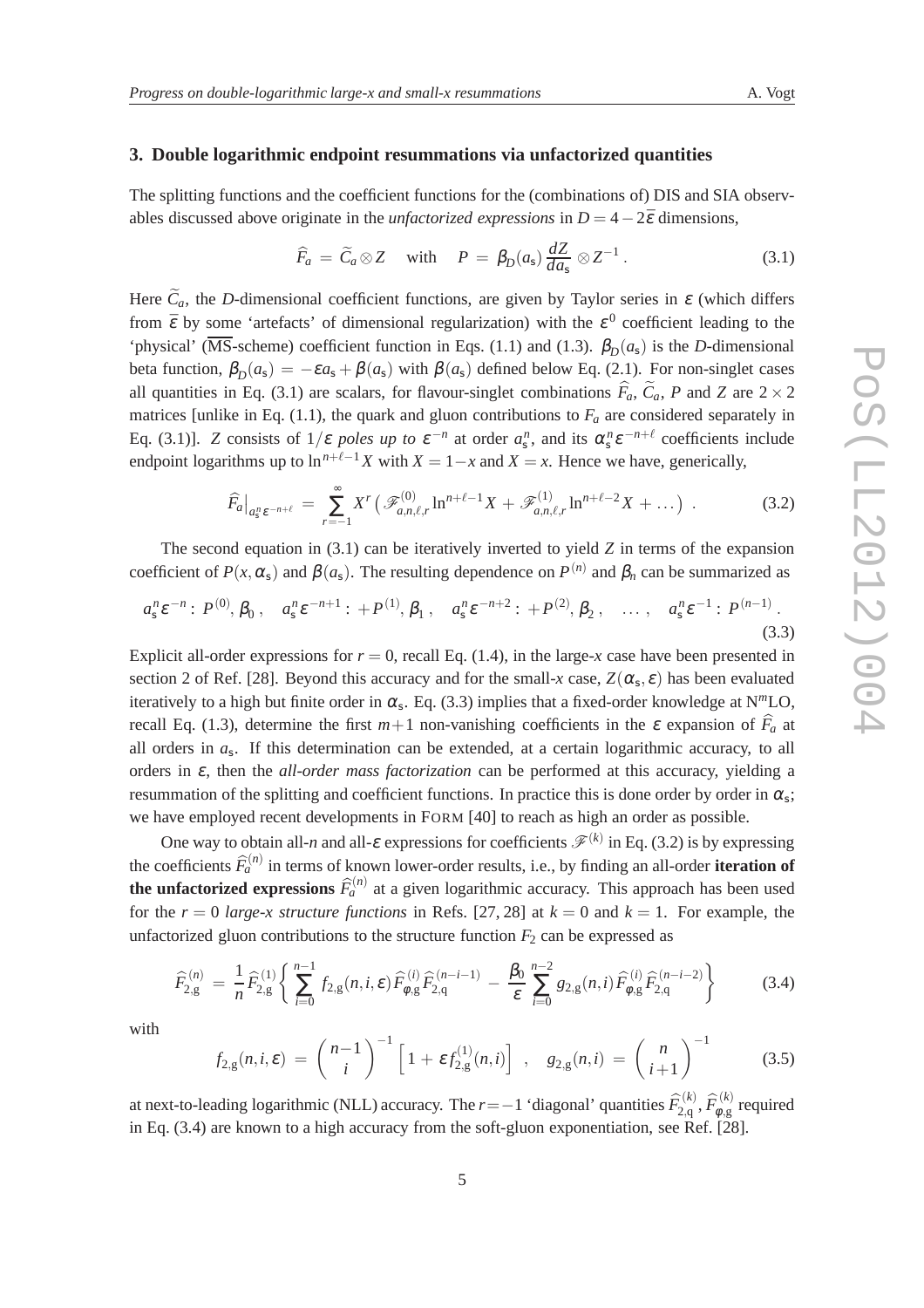## 3. Double logarithmic endpoint resummations via unfactorized quantities

The splitting functions and the coefficient functions for the (combinations of) DIS and SIA observables discussed above originate in the *unfactorized expressions* in $D = 4 - 2\bar{\varepsilon}$ dimensions,

$$\widehat{F}_a \;=\; \widetilde{C}_a \otimes Z \quad \text{with} \quad P \;=\; \beta_D(a_{\rm s})\,\frac{dZ}{da_{\rm s}} \otimes Z^{-1}\,. \tag{3.1}$$

Here $\widetilde{C}_a$, the $D$-dimensional coefficient functions, are given by Taylor series in $\varepsilon$ (which differs from $\bar{\varepsilon}$ by some 'artefacts' of dimensional regularization) with the $\varepsilon^0$ coefficient leading to the 'physical' ($\overline{\rm MS}$-scheme) coefficient function in Eqs. (1.1) and (1.3). $\beta_D(a_{\rm s})$ is the $D$-dimensional beta function, $\beta_D(a_{\rm s}) = -\varepsilon a_{\rm s} + \beta(a_{\rm s})$ with $\beta(a_{\rm s})$ defined below Eq. (2.1). For non-singlet cases all quantities in Eq. (3.1) are scalars, for flavour-singlet combinations $\widehat{F}_a$, $\widetilde{C}_a$, $P$ and $Z$ are $2\times 2$ matrices [unlike in Eq. (1.1), the quark and gluon contributions to $F_a$ are considered separately in Eq. (3.1)]. $Z$ consists of $1/\varepsilon$ *poles up to* $\varepsilon^{-n}$ at order $a_{\rm s}^n$, and its $\alpha_{\rm s}^n \varepsilon^{-n+\ell}$ coefficients include endpoint logarithms up to $\ln^{n+\ell-1} X$ with $X = 1-x$ and $X = x$. Hence we have, generically,

$$\widehat{F}_a\big|_{a_{\rm s}^n \varepsilon^{-n+\ell}} \;=\; \sum_{r=-1}^{\infty} X^r \left( \mathscr{F}^{(0)}_{a,n,\ell,r} \ln^{n+\ell-1} X \,+\, \mathscr{F}^{(1)}_{a,n,\ell,r} \ln^{n+\ell-2} X \,+\, \ldots \right)\,. \tag{3.2}$$

The second equation in (3.1) can be iteratively inverted to yield $Z$ in terms of the expansion coefficient of $P(x,\alpha_{\rm s})$ and $\beta(a_{\rm s})$. The resulting dependence on $P^{(n)}$ and $\beta_n$ can be summarized as

$$a_{\rm s}^n \varepsilon^{-n}:\, P^{(0)},\, \beta_0\,, \quad a_{\rm s}^n \varepsilon^{-n+1}:\, +P^{(1)},\, \beta_1\,, \quad a_{\rm s}^n \varepsilon^{-n+2}:\, +P^{(2)},\, \beta_2\,, \quad \ldots\,, \quad a_{\rm s}^n \varepsilon^{-1}:\, P^{(n-1)}\,. \tag{3.3}$$

Explicit all-order expressions for $r = 0$, recall Eq. (1.4), in the large-$x$ case have been presented in section 2 of Ref. [28]. Beyond this accuracy and for the small-$x$ case, $Z(\alpha_{\rm s},\varepsilon)$ has been evaluated iteratively to a high but finite order in $\alpha_{\rm s}$. Eq. (3.3) implies that a fixed-order knowledge at N$^m$LO, recall Eq. (1.3), determine the first $m+1$ non-vanishing coefficients in the $\varepsilon$ expansion of $\widehat{F}_a$ at all orders in $a_{\rm s}$. If this determination can be extended, at a certain logarithmic accuracy, to all orders in $\varepsilon$, then the *all-order mass factorization* can be performed at this accuracy, yielding a resummation of the splitting and coefficient functions. In practice this is done order by order in $\alpha_{\rm s}$; we have employed recent developments in FORM [40] to reach as high an order as possible.

One way to obtain all-$n$ and all-$\varepsilon$ expressions for coefficients $\mathscr{F}^{(k)}$ in Eq. (3.2) is by expressing the coefficients $\widehat{F}_a^{(n)}$ in terms of known lower-order results, i.e., by finding an all-order **iteration of the unfactorized expressions** $\widehat{F}_a^{(n)}$ at a given logarithmic accuracy. This approach has been used for the $r = 0$ *large-x structure functions* in Refs. [27, 28] at $k = 0$ and $k = 1$. For example, the unfactorized gluon contributions to the structure function $F_2$ can be expressed as

$$\widehat{F}^{(n)}_{2,\rm g} \;=\; \frac{1}{n}\,\widehat{F}^{(1)}_{2,\rm g} \left\{ \sum_{i=0}^{n-1} f_{2,\rm g}(n,i,\varepsilon)\, \widehat{F}^{(i)}_{\phi,\rm g} \widehat{F}^{(n-i-1)}_{2,\rm q} \;-\; \frac{\beta_0}{\varepsilon} \sum_{i=0}^{n-2} g_{2,\rm g}(n,i)\, \widehat{F}^{(i)}_{\phi,\rm g} \widehat{F}^{(n-i-2)}_{2,\rm q} \right\} \tag{3.4}$$

with

$$f_{2,\rm g}(n,i,\varepsilon) \;=\; \binom{n-1}{i}^{-1} \left[\, 1 \,+\, \varepsilon f^{(1)}_{2,\rm g}(n,i) \right] \;, \quad g_{2,\rm g}(n,i) \;=\; \binom{n}{i+1}^{-1} \tag{3.5}$$

at next-to-leading logarithmic (NLL) accuracy. The $r = -1$ 'diagonal' quantities $\widehat{F}^{(k)}_{2,\rm q}$, $\widehat{F}^{(k)}_{\phi,\rm g}$ required in Eq. (3.4) are known to a high accuracy from the soft-gluon exponentiation, see Ref. [28].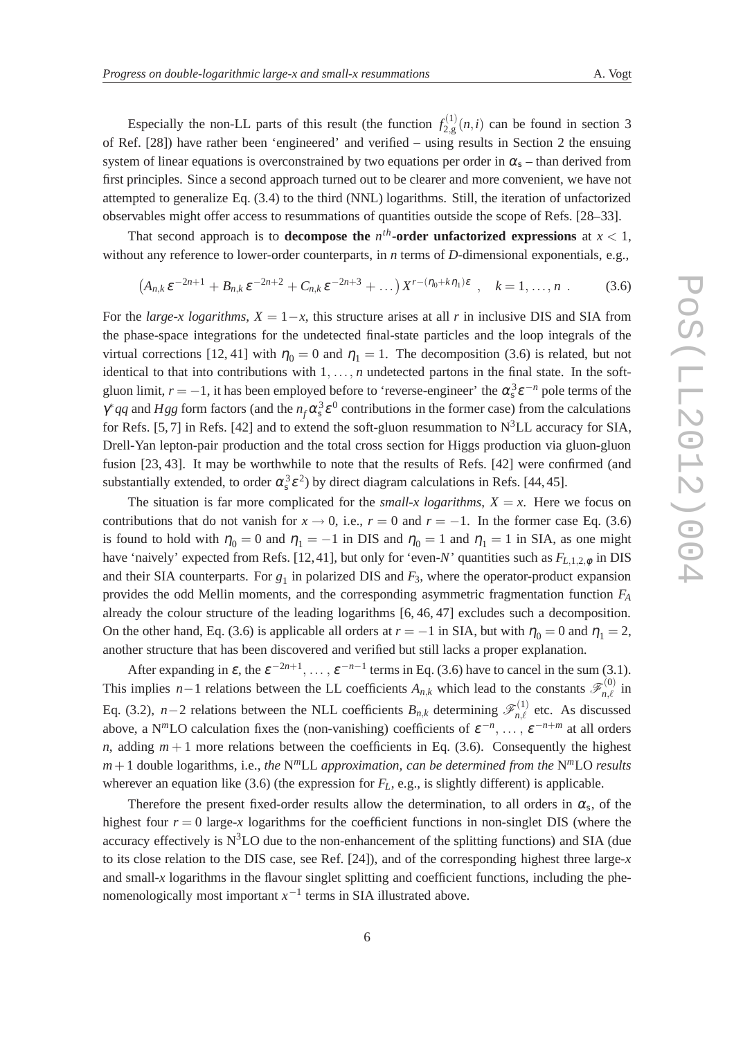Especially the non-LL parts of this result (the function $f_{2,\mathrm{g}}^{(1)}(n,i)$ can be found in section 3 of Ref. [28]) have rather been 'engineered' and verified – using results in Section 2 the ensuing system of linear equations is overconstrained by two equations per order in $\alpha_{\mathrm{s}}$ – than derived from first principles. Since a second approach turned out to be clearer and more convenient, we have not attempted to generalize Eq. (3.4) to the third (NNL) logarithms. Still, the iteration of unfactorized observables might offer access to resummations of quantities outside the scope of Refs. [28–33].

That second approach is to **decompose the $n^{th}$-order unfactorized expressions** at $x < 1$, without any reference to lower-order counterparts, in $n$ terms of $D$-dimensional exponentials, e.g.,

$$\left(A_{n,k}\,\varepsilon^{-2n+1} + B_{n,k}\,\varepsilon^{-2n+2} + C_{n,k}\,\varepsilon^{-2n+3} + \ldots\right) X^{r-(\eta_0+k\,\eta_1)\varepsilon} \;\;, \quad k = 1, \ldots, n \;. \tag{3.6}$$

For the *large-x logarithms*, $X = 1-x$, this structure arises at all $r$ in inclusive DIS and SIA from the phase-space integrations for the undetected final-state particles and the loop integrals of the virtual corrections [12, 41] with $\eta_0 = 0$ and $\eta_1 = 1$. The decomposition (3.6) is related, but not identical to that into contributions with $1, \ldots, n$ undetected partons in the final state. In the soft-gluon limit, $r = -1$, it has been employed before to 'reverse-engineer' the $\alpha_{\mathrm{s}}^3\varepsilon^{-n}$ pole terms of the $\gamma^* qq$ and $Hgg$ form factors (and the $n_f\alpha_{\mathrm{s}}^3\varepsilon^0$ contributions in the former case) from the calculations for Refs. [5, 7] in Refs. [42] and to extend the soft-gluon resummation to N$^3$LL accuracy for SIA, Drell-Yan lepton-pair production and the total cross section for Higgs production via gluon-gluon fusion [23, 43]. It may be worthwhile to note that the results of Refs. [42] were confirmed (and substantially extended, to order $\alpha_{\mathrm{s}}^3\varepsilon^2$) by direct diagram calculations in Refs. [44, 45].

The situation is far more complicated for the *small-x logarithms*, $X = x$. Here we focus on contributions that do not vanish for $x \to 0$, i.e., $r = 0$ and $r = -1$. In the former case Eq. (3.6) is found to hold with $\eta_0 = 0$ and $\eta_1 = -1$ in DIS and $\eta_0 = 1$ and $\eta_1 = 1$ in SIA, as one might have 'naively' expected from Refs. [12, 41], but only for 'even-$N$' quantities such as $F_{L,1,2,\phi}$ in DIS and their SIA counterparts. For $g_1$ in polarized DIS and $F_3$, where the operator-product expansion provides the odd Mellin moments, and the corresponding asymmetric fragmentation function $F_A$ already the colour structure of the leading logarithms [6, 46, 47] excludes such a decomposition. On the other hand, Eq. (3.6) is applicable all orders at $r = -1$ in SIA, but with $\eta_0 = 0$ and $\eta_1 = 2$, another structure that has been discovered and verified but still lacks a proper explanation.

After expanding in $\varepsilon$, the $\varepsilon^{-2n+1}, \ldots, \varepsilon^{-n-1}$ terms in Eq. (3.6) have to cancel in the sum (3.1). This implies $n-1$ relations between the LL coefficients $A_{n,k}$ which lead to the constants $\mathscr{F}_{n,\ell}^{(0)}$ in Eq. (3.2), $n-2$ relations between the NLL coefficients $B_{n,k}$ determining $\mathscr{F}_{n,\ell}^{(1)}$ etc. As discussed above, a N$^m$LO calculation fixes the (non-vanishing) coefficients of $\varepsilon^{-n}, \ldots, \varepsilon^{-n+m}$ at all orders $n$, adding $m+1$ more relations between the coefficients in Eq. (3.6). Consequently the highest $m+1$ double logarithms, i.e., *the* N$^m$LL *approximation, can be determined from the* N$^m$LO *results* wherever an equation like (3.6) (the expression for $F_L$, e.g., is slightly different) is applicable.

Therefore the present fixed-order results allow the determination, to all orders in $\alpha_{\mathrm{s}}$, of the highest four $r = 0$ large-$x$ logarithms for the coefficient functions in non-singlet DIS (where the accuracy effectively is N$^3$LO due to the non-enhancement of the splitting functions) and SIA (due to its close relation to the DIS case, see Ref. [24]), and of the corresponding highest three large-$x$ and small-$x$ logarithms in the flavour singlet splitting and coefficient functions, including the phenomenologically most important $x^{-1}$ terms in SIA illustrated above.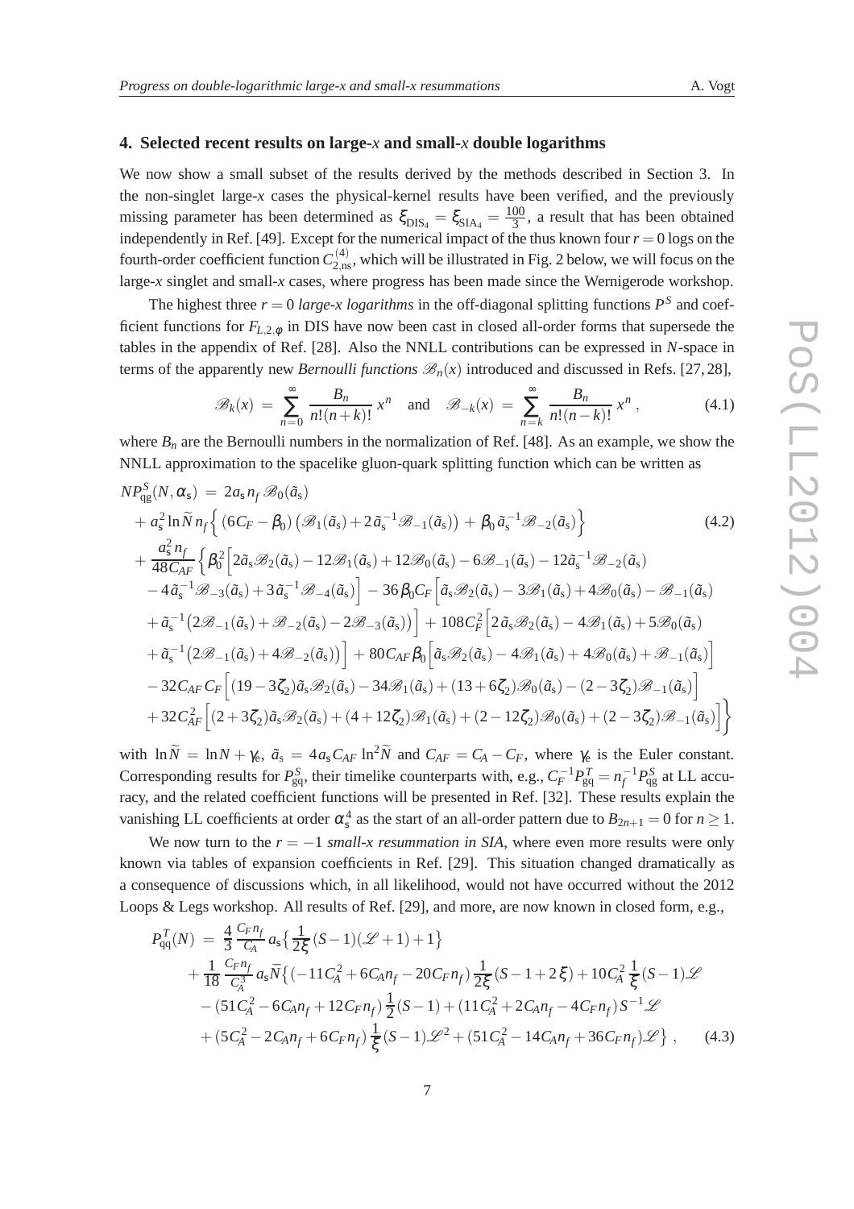## 4. Selected recent results on large-$x$ and small-$x$ double logarithms

We now show a small subset of the results derived by the methods described in Section 3. In the non-singlet large-$x$ cases the physical-kernel results have been verified, and the previously missing parameter has been determined as $\xi_{\mathrm{DIS}_4} = \xi_{\mathrm{SIA}_4} = \frac{100}{3}$, a result that has been obtained independently in Ref. [49]. Except for the numerical impact of the thus known four $r = 0$ logs on the fourth-order coefficient function $C^{(4)}_{2,\mathrm{ns}}$, which will be illustrated in Fig. 2 below, we will focus on the large-$x$ singlet and small-$x$ cases, where progress has been made since the Wernigerode workshop.

The highest three $r = 0$ *large-x logarithms* in the off-diagonal splitting functions $P^S$ and coefficient functions for $F_{L,2,\varphi}$ in DIS have now been cast in closed all-order forms that supersede the tables in the appendix of Ref. [28]. Also the NNLL contributions can be expressed in $N$-space in terms of the apparently new *Bernoulli functions* $\mathscr{B}_n(x)$ introduced and discussed in Refs. [27, 28],

$$\mathscr{B}_k(x) \;=\; \sum_{n=0}^{\infty} \frac{B_n}{n!(n+k)!}\, x^n \quad \text{and} \quad \mathscr{B}_{-k}(x) \;=\; \sum_{n=k}^{\infty} \frac{B_n}{n!(n-k)!}\, x^n \,, \tag{4.1}$$

where $B_n$ are the Bernoulli numbers in the normalization of Ref. [48]. As an example, we show the NNLL approximation to the spacelike gluon-quark splitting function which can be written as

$$\begin{aligned}
N P^S_{\mathrm{qg}}(N,\alpha_{\mathrm{s}}) \;=\;& 2 a_{\mathrm{s}} n_f\, \mathscr{B}_0(\tilde{a}_{\mathrm{s}}) \\
&+ a_{\mathrm{s}}^2 \ln\widetilde{N}\, n_f \Big\{ (6C_F - \beta_0)\big(\mathscr{B}_1(\tilde{a}_{\mathrm{s}}) + 2\,\tilde{a}_{\mathrm{s}}^{-1}\mathscr{B}_{-1}(\tilde{a}_{\mathrm{s}})\big) \,+\, \beta_0\, \tilde{a}_{\mathrm{s}}^{-1}\mathscr{B}_{-2}(\tilde{a}_{\mathrm{s}}) \Big\} \\
&+ \frac{a_{\mathrm{s}}^2 n_f}{48 C_{AF}} \Big\{ \beta_0^2 \Big[ 2\tilde{a}_{\mathrm{s}}\mathscr{B}_2(\tilde{a}_{\mathrm{s}}) - 12\mathscr{B}_1(\tilde{a}_{\mathrm{s}}) + 12\mathscr{B}_0(\tilde{a}_{\mathrm{s}}) - 6\mathscr{B}_{-1}(\tilde{a}_{\mathrm{s}}) - 12\tilde{a}_{\mathrm{s}}^{-1}\mathscr{B}_{-2}(\tilde{a}_{\mathrm{s}}) \\
&\quad - 4\tilde{a}_{\mathrm{s}}^{-1}\mathscr{B}_{-3}(\tilde{a}_{\mathrm{s}}) + 3\,\tilde{a}_{\mathrm{s}}^{-1}\mathscr{B}_{-4}(\tilde{a}_{\mathrm{s}}) \Big] \,-\, 36\,\beta_0 C_F \Big[ \tilde{a}_{\mathrm{s}}\mathscr{B}_2(\tilde{a}_{\mathrm{s}}) - 3\mathscr{B}_1(\tilde{a}_{\mathrm{s}}) + 4\mathscr{B}_0(\tilde{a}_{\mathrm{s}}) - \mathscr{B}_{-1}(\tilde{a}_{\mathrm{s}}) \\
&\quad + \tilde{a}_{\mathrm{s}}^{-1}\big(2\mathscr{B}_{-1}(\tilde{a}_{\mathrm{s}}) + \mathscr{B}_{-2}(\tilde{a}_{\mathrm{s}}) - 2\mathscr{B}_{-3}(\tilde{a}_{\mathrm{s}})\big)\Big] \,+\, 108 C_F^2 \Big[ 2\,\tilde{a}_{\mathrm{s}}\mathscr{B}_2(\tilde{a}_{\mathrm{s}}) - 4\mathscr{B}_1(\tilde{a}_{\mathrm{s}}) + 5\mathscr{B}_0(\tilde{a}_{\mathrm{s}}) \\
&\quad + \tilde{a}_{\mathrm{s}}^{-1}\big(2\mathscr{B}_{-1}(\tilde{a}_{\mathrm{s}}) + 4\mathscr{B}_{-2}(\tilde{a}_{\mathrm{s}})\big)\Big] \,+\, 80 C_{AF}\beta_0 \Big[ \tilde{a}_{\mathrm{s}}\mathscr{B}_2(\tilde{a}_{\mathrm{s}}) - 4\mathscr{B}_1(\tilde{a}_{\mathrm{s}}) + 4\mathscr{B}_0(\tilde{a}_{\mathrm{s}}) + \mathscr{B}_{-1}(\tilde{a}_{\mathrm{s}}) \Big] \\
&\quad - 32 C_{AF} C_F \Big[ (19 - 3\zeta_2)\tilde{a}_{\mathrm{s}}\mathscr{B}_2(\tilde{a}_{\mathrm{s}}) - 34\mathscr{B}_1(\tilde{a}_{\mathrm{s}}) + (13 + 6\zeta_2)\mathscr{B}_0(\tilde{a}_{\mathrm{s}}) - (2 - 3\zeta_2)\mathscr{B}_{-1}(\tilde{a}_{\mathrm{s}}) \Big] \\
&\quad + 32 C_{AF}^2 \Big[ (2 + 3\zeta_2)\tilde{a}_{\mathrm{s}}\mathscr{B}_2(\tilde{a}_{\mathrm{s}}) + (4 + 12\zeta_2)\mathscr{B}_1(\tilde{a}_{\mathrm{s}}) + (2 - 12\zeta_2)\mathscr{B}_0(\tilde{a}_{\mathrm{s}}) + (2 - 3\zeta_2)\mathscr{B}_{-1}(\tilde{a}_{\mathrm{s}}) \Big] \Big\}
\end{aligned} \tag{4.2}$$

with $\ln\widetilde{N} = \ln N + \gamma_e$, $\tilde{a}_{\mathrm{s}} = 4 a_{\mathrm{s}} C_{AF} \ln^2\widetilde{N}$ and $C_{AF} = C_A - C_F$, where $\gamma_e$ is the Euler constant. Corresponding results for $P^S_{\mathrm{gq}}$, their timelike counterparts with, e.g., $C_F^{-1} P^T_{\mathrm{gq}} = n_f^{-1} P^S_{\mathrm{qg}}$ at LL accuracy, and the related coefficient functions will be presented in Ref. [32]. These results explain the vanishing LL coefficients at order $\alpha_{\mathrm{s}}^4$ as the start of an all-order pattern due to $B_{2n+1} = 0$ for $n \geq 1$.

We now turn to the $r = -1$ *small-x resummation in SIA*, where even more results were only known via tables of expansion coefficients in Ref. [29]. This situation changed dramatically as a consequence of discussions which, in all likelihood, would not have occurred without the 2012 Loops & Legs workshop. All results of Ref. [29], and more, are now known in closed form, e.g.,

$$\begin{aligned}
P^T_{\mathrm{qq}}(N) \;=\;& \frac{4}{3}\,\frac{C_F n_f}{C_A}\, a_{\mathrm{s}} \Big\{ \frac{1}{2\xi}(S-1)(\mathscr{L}+1) + 1 \Big\} \\
&+ \frac{1}{18}\,\frac{C_F n_f}{C_A^3}\, a_{\mathrm{s}} \bar{N} \Big\{ (-11C_A^2 + 6C_A n_f - 20 C_F n_f)\,\frac{1}{2\xi}(S - 1 + 2\xi) + 10 C_A^2\,\frac{1}{\xi}(S-1)\mathscr{L} \\
&- (51C_A^2 - 6C_A n_f + 12 C_F n_f)\,\frac{1}{2}(S-1) + (11C_A^2 + 2C_A n_f - 4C_F n_f)\, S^{-1}\mathscr{L} \\
&+ (5C_A^2 - 2C_A n_f + 6C_F n_f)\,\frac{1}{\xi}(S-1)\mathscr{L}^2 + (51C_A^2 - 14C_A n_f + 36 C_F n_f)\mathscr{L} \Big\} \,,
\end{aligned} \tag{4.3}$$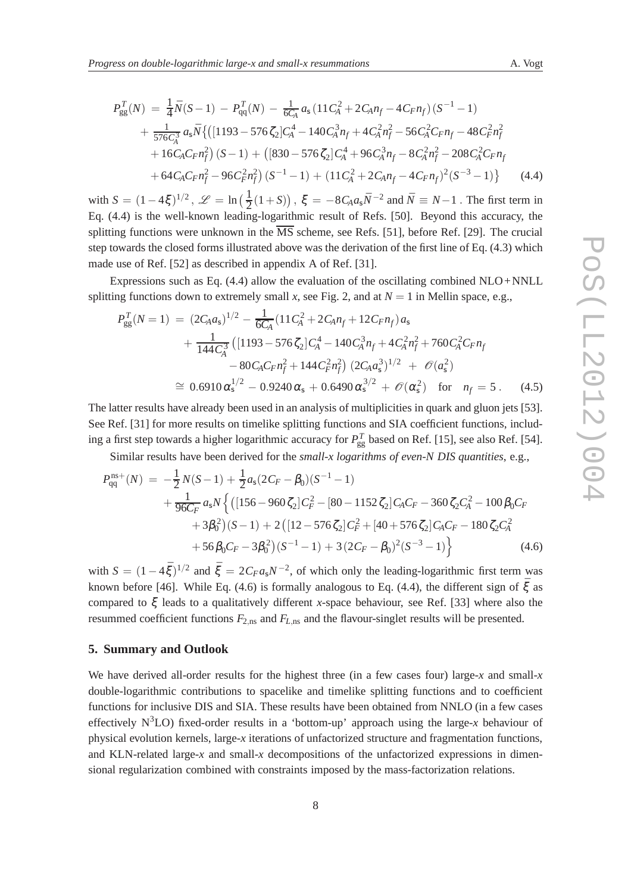$$
\begin{aligned}
P^{T}_{\rm gg}(N) \;=\;& \frac{1}{4}\bar{N}(S-1) \;-\; P^{T}_{\rm qq}(N) \;-\; \tfrac{1}{6C_A}\,a_{\rm s}\,(11C_A^2+2C_An_f-4C_Fn_f)\,(S^{-1}-1) \\
&+\; \tfrac{1}{576C_A^3}\,a_{\rm s}\bar{N}\big\{\big([1193-576\,\zeta_2]C_A^4-140C_A^3n_f+4C_A^2n_f^2-56C_A^2C_Fn_f-48C_F^2n_f^2 \\
&+16C_AC_Fn_f^2\big)\,(S-1) \;+\; \big([830-576\,\zeta_2]\,C_A^4+96C_A^3n_f-8C_A^2n_f^2-208C_A^2C_Fn_f \\
&+64C_AC_Fn_f^2-96C_F^2n_f^2\big)\,(S^{-1}-1) \;+\; (11C_A^2+2C_An_f-4C_Fn_f)^2(S^{-3}-1)\big\} \qquad (4.4)
\end{aligned}
$$

with $S = (1-4\xi)^{1/2}$, $\mathscr{L} = \ln\big(\frac{1}{2}(1+S)\big)$, $\xi = -8C_Aa_{\rm s}\bar{N}^{-2}$ and $\bar{N} \equiv N-1$. The first term in Eq. (4.4) is the well-known leading-logarithmic result of Refs. [50]. Beyond this accuracy, the splitting functions were unknown in the $\overline{\rm MS}$ scheme, see Refs. [51], before Ref. [29]. The crucial step towards the closed forms illustrated above was the derivation of the first line of Eq. (4.3) which made use of Ref. [52] as described in appendix A of Ref. [31].

Expressions such as Eq. (4.4) allow the evaluation of the oscillating combined NLO+NNLL splitting functions down to extremely small $x$, see Fig. 2, and at $N=1$ in Mellin space, e.g.,

$$
\begin{aligned}
P^{T}_{\rm gg}(N=1) \;=\;& (2C_Aa_{\rm s})^{1/2} - \frac{1}{6C_A}(11C_A^2+2C_An_f+12C_Fn_f)\,a_{\rm s} \\
&+\frac{1}{144C_A^3}\big([1193-576\,\zeta_2]\,C_A^4-140C_A^3n_f+4C_A^2n_f^2+760C_A^2C_Fn_f \\
&-80C_AC_Fn_f^2+144C_F^2n_f^2\big)\,(2C_Aa_{\rm s}^3)^{1/2} \;+\; \mathscr{O}(a_{\rm s}^2) \\
\cong\;& 0.6910\,\alpha_{\rm s}^{1/2} - 0.9240\,\alpha_{\rm s} + 0.6490\,\alpha_{\rm s}^{3/2} + \mathscr{O}(\alpha_{\rm s}^2) \quad \text{for} \quad n_f = 5\,. \qquad (4.5)
\end{aligned}
$$

The latter results have already been used in an analysis of multiplicities in quark and gluon jets [53]. See Ref. [31] for more results on timelike splitting functions and SIA coefficient functions, including a first step towards a higher logarithmic accuracy for $P^T_{\rm gg}$ based on Ref. [15], see also Ref. [54].

Similar results have been derived for the *small-x logarithms of even-N DIS quantities*, e.g.,

$$
\begin{aligned}
P^{\rm ns+}_{\rm qq}(N) \;=\;& -\frac{1}{2}\,N(S-1) + \frac{1}{2}a_{\rm s}(2C_F-\beta_0)(S^{-1}-1) \\
&+\frac{1}{96C_F}\,a_{\rm s}N\Big\{\big([156-960\,\zeta_2]\,C_F^2-[80-1152\,\zeta_2]\,C_AC_F-360\,\zeta_2C_A^2-100\,\beta_0C_F \\
&+3\beta_0^2\big)(S-1) + 2\big([12-576\,\zeta_2]\,C_F^2+[40+576\,\zeta_2]\,C_AC_F-180\,\zeta_2C_A^2 \\
&+56\,\beta_0C_F-3\beta_0^2\big)(S^{-1}-1) + 3\,(2C_F-\beta_0)^2(S^{-3}-1)\Big\} \qquad (4.6)
\end{aligned}
$$

with $S = (1-4\bar{\xi})^{1/2}$ and $\bar{\xi} = 2C_Fa_{\rm s}N^{-2}$, of which only the leading-logarithmic first term was known before [46]. While Eq. (4.6) is formally analogous to Eq. (4.4), the different sign of $\bar{\xi}$ as compared to $\xi$ leads to a qualitatively different $x$-space behaviour, see Ref. [33] where also the resummed coefficient functions $F_{2,\rm ns}$ and $F_{L,\rm ns}$ and the flavour-singlet results will be presented.

## 5. Summary and Outlook

We have derived all-order results for the highest three (in a few cases four) large-$x$ and small-$x$ double-logarithmic contributions to spacelike and timelike splitting functions and to coefficient functions for inclusive DIS and SIA. These results have been obtained from NNLO (in a few cases effectively N$^3$LO) fixed-order results in a 'bottom-up' approach using the large-$x$ behaviour of physical evolution kernels, large-$x$ iterations of unfactorized structure and fragmentation functions, and KLN-related large-$x$ and small-$x$ decompositions of the unfactorized expressions in dimensional regularization combined with constraints imposed by the mass-factorization relations.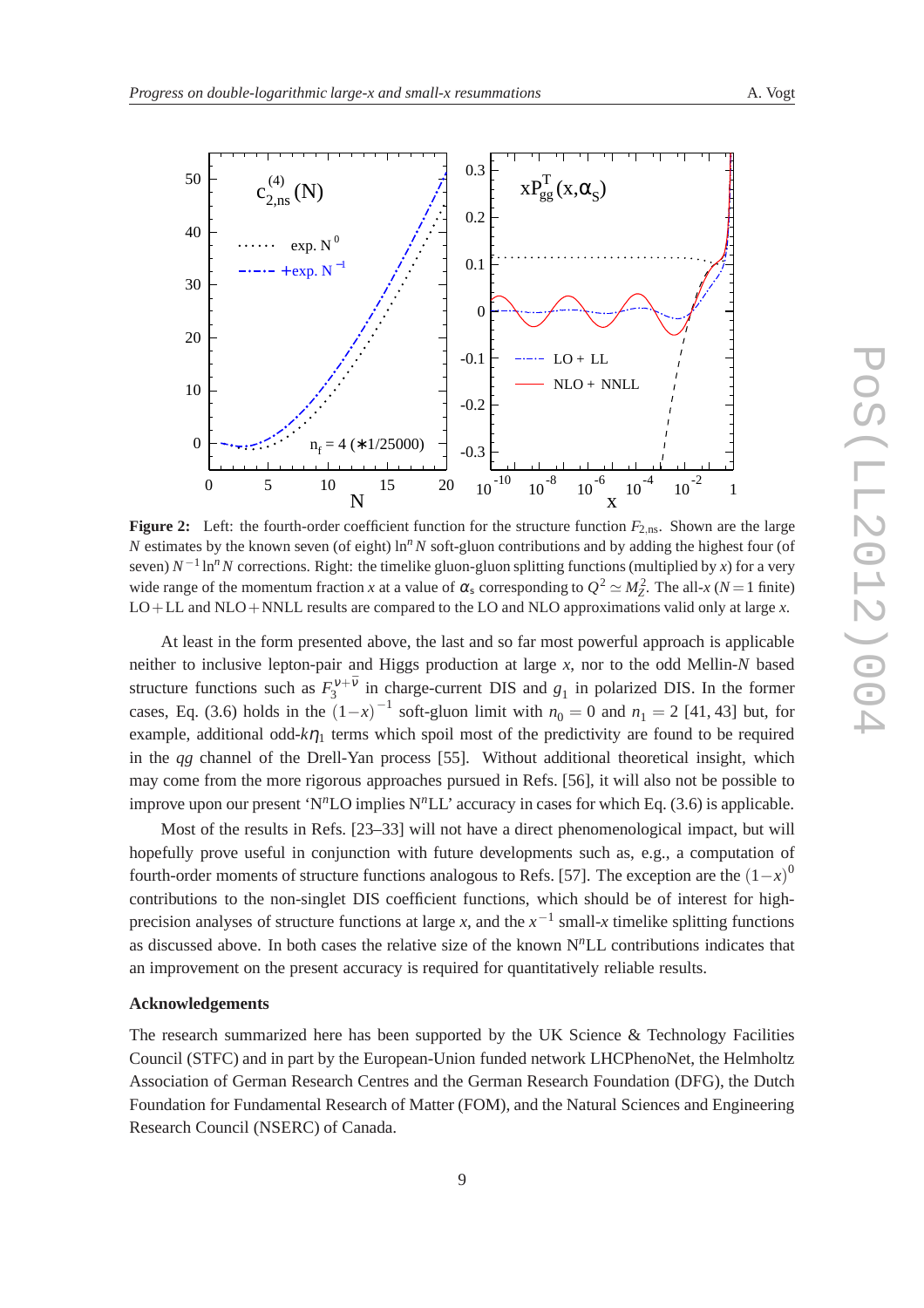**Figure 2:** Left: the fourth-order coefficient function for the structure function $F_{2,\mathrm{ns}}$. Shown are the large $N$ estimates by the known seven (of eight) $\ln^n N$ soft-gluon contributions and by adding the highest four (of seven) $N^{-1}\ln^n N$ corrections. Right: the timelike gluon-gluon splitting functions (multiplied by $x$) for a very wide range of the momentum fraction $x$ at a value of $\alpha_s$ corresponding to $Q^2 \simeq M_Z^2$. The all-$x$ ($N=1$ finite) LO+LL and NLO+NNLL results are compared to the LO and NLO approximations valid only at large $x$.

At least in the form presented above, the last and so far most powerful approach is applicable neither to inclusive lepton-pair and Higgs production at large $x$, nor to the odd Mellin-$N$ based structure functions such as $F_3^{\nu+\bar{\nu}}$ in charge-current DIS and $g_1$ in polarized DIS. In the former cases, Eq. (3.6) holds in the $(1-x)^{-1}$ soft-gluon limit with $n_0 = 0$ and $n_1 = 2$ [41, 43] but, for example, additional odd-$k\eta_1$ terms which spoil most of the predictivity are found to be required in the $qg$ channel of the Drell-Yan process [55]. Without additional theoretical insight, which may come from the more rigorous approaches pursued in Refs. [56], it will also not be possible to improve upon our present 'N$^n$LO implies N$^n$LL' accuracy in cases for which Eq. (3.6) is applicable.

Most of the results in Refs. [23–33] will not have a direct phenomenological impact, but will hopefully prove useful in conjunction with future developments such as, e.g., a computation of fourth-order moments of structure functions analogous to Refs. [57]. The exception are the $(1-x)^0$ contributions to the non-singlet DIS coefficient functions, which should be of interest for high-precision analyses of structure functions at large $x$, and the $x^{-1}$ small-$x$ timelike splitting functions as discussed above. In both cases the relative size of the known N$^n$LL contributions indicates that an improvement on the present accuracy is required for quantitatively reliable results.

## Acknowledgements

The research summarized here has been supported by the UK Science & Technology Facilities Council (STFC) and in part by the European-Union funded network LHCPhenoNet, the Helmholtz Association of German Research Centres and the German Research Foundation (DFG), the Dutch Foundation for Fundamental Research of Matter (FOM), and the Natural Sciences and Engineering Research Council (NSERC) of Canada.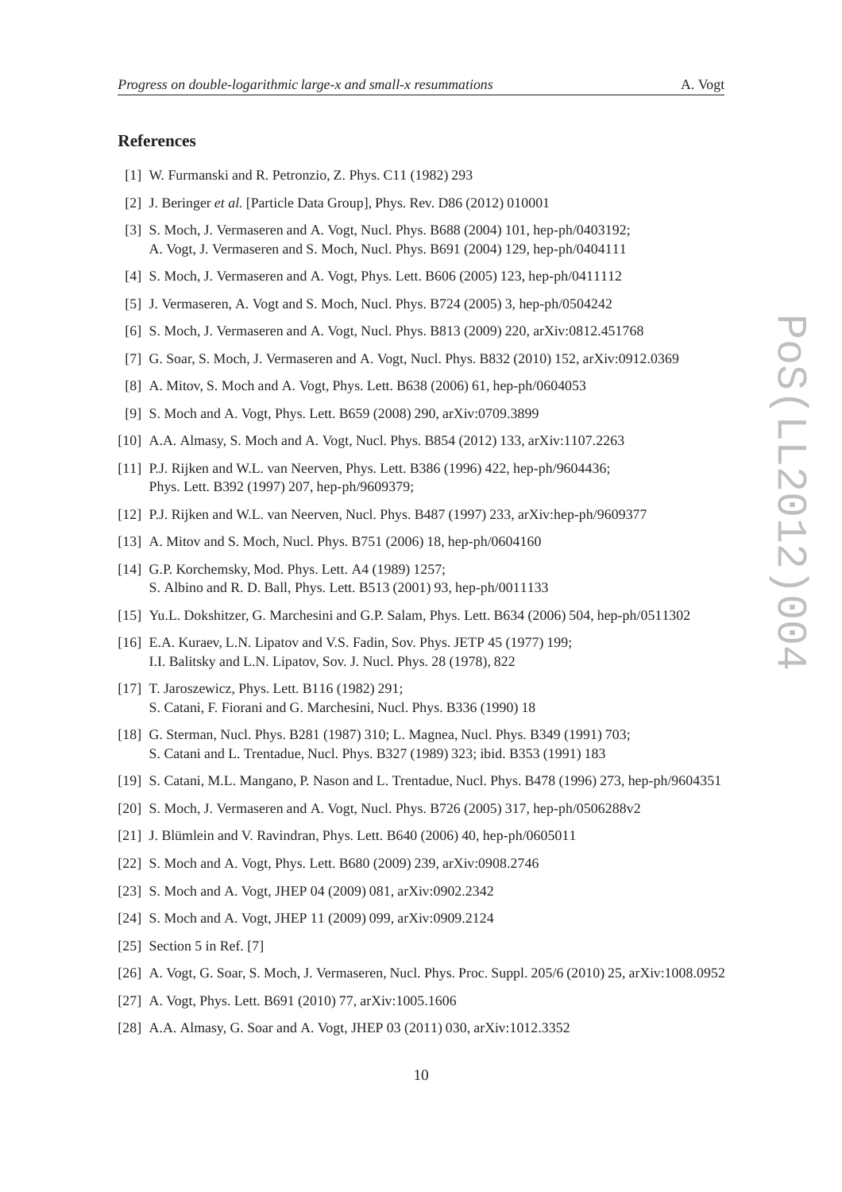## References

[1] W. Furmanski and R. Petronzio, Z. Phys. C11 (1982) 293

[2] J. Beringer *et al.* [Particle Data Group], Phys. Rev. D86 (2012) 010001

[3] S. Moch, J. Vermaseren and A. Vogt, Nucl. Phys. B688 (2004) 101, hep-ph/0403192; A. Vogt, J. Vermaseren and S. Moch, Nucl. Phys. B691 (2004) 129, hep-ph/0404111

[4] S. Moch, J. Vermaseren and A. Vogt, Phys. Lett. B606 (2005) 123, hep-ph/0411112

[5] J. Vermaseren, A. Vogt and S. Moch, Nucl. Phys. B724 (2005) 3, hep-ph/0504242

[6] S. Moch, J. Vermaseren and A. Vogt, Nucl. Phys. B813 (2009) 220, arXiv:0812.451768

[7] G. Soar, S. Moch, J. Vermaseren and A. Vogt, Nucl. Phys. B832 (2010) 152, arXiv:0912.0369

[8] A. Mitov, S. Moch and A. Vogt, Phys. Lett. B638 (2006) 61, hep-ph/0604053

[9] S. Moch and A. Vogt, Phys. Lett. B659 (2008) 290, arXiv:0709.3899

[10] A.A. Almasy, S. Moch and A. Vogt, Nucl. Phys. B854 (2012) 133, arXiv:1107.2263

[11] P.J. Rijken and W.L. van Neerven, Phys. Lett. B386 (1996) 422, hep-ph/9604436; Phys. Lett. B392 (1997) 207, hep-ph/9609379;

[12] P.J. Rijken and W.L. van Neerven, Nucl. Phys. B487 (1997) 233, arXiv:hep-ph/9609377

[13] A. Mitov and S. Moch, Nucl. Phys. B751 (2006) 18, hep-ph/0604160

[14] G.P. Korchemsky, Mod. Phys. Lett. A4 (1989) 1257; S. Albino and R. D. Ball, Phys. Lett. B513 (2001) 93, hep-ph/0011133

[15] Yu.L. Dokshitzer, G. Marchesini and G.P. Salam, Phys. Lett. B634 (2006) 504, hep-ph/0511302

[16] E.A. Kuraev, L.N. Lipatov and V.S. Fadin, Sov. Phys. JETP 45 (1977) 199; I.I. Balitsky and L.N. Lipatov, Sov. J. Nucl. Phys. 28 (1978), 822

[17] T. Jaroszewicz, Phys. Lett. B116 (1982) 291; S. Catani, F. Fiorani and G. Marchesini, Nucl. Phys. B336 (1990) 18

[18] G. Sterman, Nucl. Phys. B281 (1987) 310; L. Magnea, Nucl. Phys. B349 (1991) 703; S. Catani and L. Trentadue, Nucl. Phys. B327 (1989) 323; ibid. B353 (1991) 183

[19] S. Catani, M.L. Mangano, P. Nason and L. Trentadue, Nucl. Phys. B478 (1996) 273, hep-ph/9604351

[20] S. Moch, J. Vermaseren and A. Vogt, Nucl. Phys. B726 (2005) 317, hep-ph/0506288v2

[21] J. Blümlein and V. Ravindran, Phys. Lett. B640 (2006) 40, hep-ph/0605011

[22] S. Moch and A. Vogt, Phys. Lett. B680 (2009) 239, arXiv:0908.2746

[23] S. Moch and A. Vogt, JHEP 04 (2009) 081, arXiv:0902.2342

[24] S. Moch and A. Vogt, JHEP 11 (2009) 099, arXiv:0909.2124

[25] Section 5 in Ref. [7]

[26] A. Vogt, G. Soar, S. Moch, J. Vermaseren, Nucl. Phys. Proc. Suppl. 205/6 (2010) 25, arXiv:1008.0952

[27] A. Vogt, Phys. Lett. B691 (2010) 77, arXiv:1005.1606

[28] A.A. Almasy, G. Soar and A. Vogt, JHEP 03 (2011) 030, arXiv:1012.3352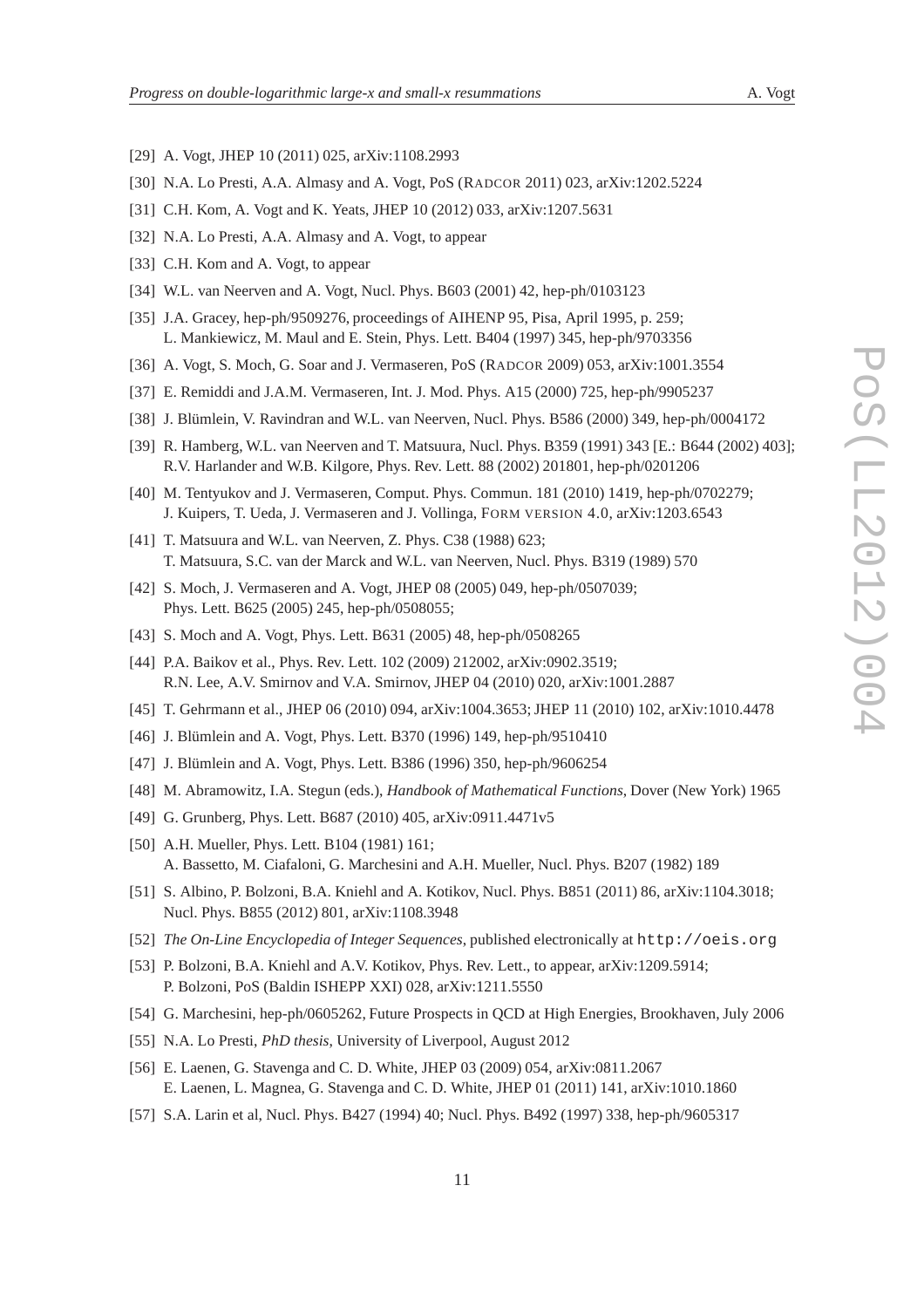[29] A. Vogt, JHEP 10 (2011) 025, arXiv:1108.2993

[30] N.A. Lo Presti, A.A. Almasy and A. Vogt, PoS (RADCOR 2011) 023, arXiv:1202.5224

[31] C.H. Kom, A. Vogt and K. Yeats, JHEP 10 (2012) 033, arXiv:1207.5631

[32] N.A. Lo Presti, A.A. Almasy and A. Vogt, to appear

[33] C.H. Kom and A. Vogt, to appear

[34] W.L. van Neerven and A. Vogt, Nucl. Phys. B603 (2001) 42, hep-ph/0103123

[35] J.A. Gracey, hep-ph/9509276, proceedings of AIHENP 95, Pisa, April 1995, p. 259; L. Mankiewicz, M. Maul and E. Stein, Phys. Lett. B404 (1997) 345, hep-ph/9703356

[36] A. Vogt, S. Moch, G. Soar and J. Vermaseren, PoS (RADCOR 2009) 053, arXiv:1001.3554

[37] E. Remiddi and J.A.M. Vermaseren, Int. J. Mod. Phys. A15 (2000) 725, hep-ph/9905237

[38] J. Blümlein, V. Ravindran and W.L. van Neerven, Nucl. Phys. B586 (2000) 349, hep-ph/0004172

[39] R. Hamberg, W.L. van Neerven and T. Matsuura, Nucl. Phys. B359 (1991) 343 [E.: B644 (2002) 403]; R.V. Harlander and W.B. Kilgore, Phys. Rev. Lett. 88 (2002) 201801, hep-ph/0201206

[40] M. Tentyukov and J. Vermaseren, Comput. Phys. Commun. 181 (2010) 1419, hep-ph/0702279; J. Kuipers, T. Ueda, J. Vermaseren and J. Vollinga, FORM VERSION 4.0, arXiv:1203.6543

[41] T. Matsuura and W.L. van Neerven, Z. Phys. C38 (1988) 623; T. Matsuura, S.C. van der Marck and W.L. van Neerven, Nucl. Phys. B319 (1989) 570

[42] S. Moch, J. Vermaseren and A. Vogt, JHEP 08 (2005) 049, hep-ph/0507039; Phys. Lett. B625 (2005) 245, hep-ph/0508055;

[43] S. Moch and A. Vogt, Phys. Lett. B631 (2005) 48, hep-ph/0508265

[44] P.A. Baikov et al., Phys. Rev. Lett. 102 (2009) 212002, arXiv:0902.3519; R.N. Lee, A.V. Smirnov and V.A. Smirnov, JHEP 04 (2010) 020, arXiv:1001.2887

[45] T. Gehrmann et al., JHEP 06 (2010) 094, arXiv:1004.3653; JHEP 11 (2010) 102, arXiv:1010.4478

[46] J. Blümlein and A. Vogt, Phys. Lett. B370 (1996) 149, hep-ph/9510410

[47] J. Blümlein and A. Vogt, Phys. Lett. B386 (1996) 350, hep-ph/9606254

[48] M. Abramowitz, I.A. Stegun (eds.), *Handbook of Mathematical Functions*, Dover (New York) 1965

[49] G. Grunberg, Phys. Lett. B687 (2010) 405, arXiv:0911.4471v5

[50] A.H. Mueller, Phys. Lett. B104 (1981) 161; A. Bassetto, M. Ciafaloni, G. Marchesini and A.H. Mueller, Nucl. Phys. B207 (1982) 189

[51] S. Albino, P. Bolzoni, B.A. Kniehl and A. Kotikov, Nucl. Phys. B851 (2011) 86, arXiv:1104.3018; Nucl. Phys. B855 (2012) 801, arXiv:1108.3948

[52] *The On-Line Encyclopedia of Integer Sequences*, published electronically at `http://oeis.org`

[53] P. Bolzoni, B.A. Kniehl and A.V. Kotikov, Phys. Rev. Lett., to appear, arXiv:1209.5914; P. Bolzoni, PoS (Baldin ISHEPP XXI) 028, arXiv:1211.5550

[54] G. Marchesini, hep-ph/0605262, Future Prospects in QCD at High Energies, Brookhaven, July 2006

[55] N.A. Lo Presti, *PhD thesis*, University of Liverpool, August 2012

[56] E. Laenen, G. Stavenga and C. D. White, JHEP 03 (2009) 054, arXiv:0811.2067 E. Laenen, L. Magnea, G. Stavenga and C. D. White, JHEP 01 (2011) 141, arXiv:1010.1860

[57] S.A. Larin et al, Nucl. Phys. B427 (1994) 40; Nucl. Phys. B492 (1997) 338, hep-ph/9605317